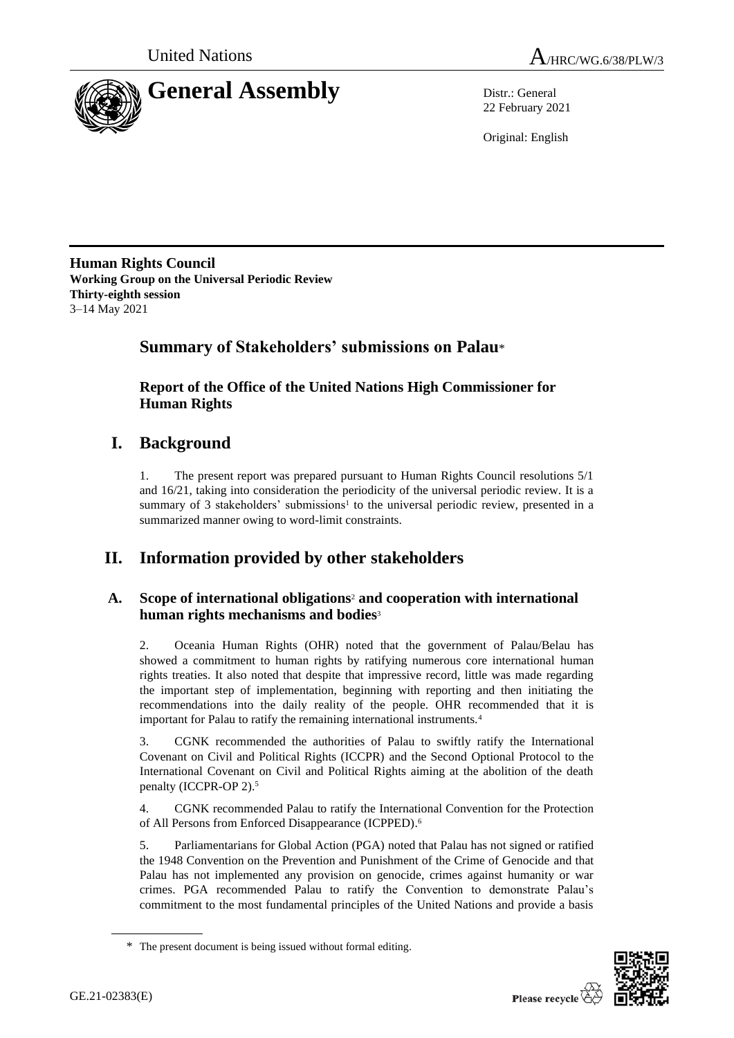United Nations A/HRC/WG.6/38/PLW/3

# General Assembly

Distr.: General
22 February 2021

Original: English

**Human Rights Council**
**Working Group on the Universal Periodic Review**
**Thirty-eighth session**
3–14 May 2021

## Summary of Stakeholders' submissions on Palau*

### Report of the Office of the United Nations High Commissioner for Human Rights

## I. Background

1. The present report was prepared pursuant to Human Rights Council resolutions 5/1 and 16/21, taking into consideration the periodicity of the universal periodic review. It is a summary of 3 stakeholders' submissions[1] to the universal periodic review, presented in a summarized manner owing to word-limit constraints.

## II. Information provided by other stakeholders

### A. Scope of international obligations[2] and cooperation with international human rights mechanisms and bodies[3]

2. Oceania Human Rights (OHR) noted that the government of Palau/Belau has showed a commitment to human rights by ratifying numerous core international human rights treaties. It also noted that despite that impressive record, little was made regarding the important step of implementation, beginning with reporting and then initiating the recommendations into the daily reality of the people. OHR recommended that it is important for Palau to ratify the remaining international instruments.[4]

3. CGNK recommended the authorities of Palau to swiftly ratify the International Covenant on Civil and Political Rights (ICCPR) and the Second Optional Protocol to the International Covenant on Civil and Political Rights aiming at the abolition of the death penalty (ICCPR-OP 2).[5]

4. CGNK recommended Palau to ratify the International Convention for the Protection of All Persons from Enforced Disappearance (ICPPED).[6]

5. Parliamentarians for Global Action (PGA) noted that Palau has not signed or ratified the 1948 Convention on the Prevention and Punishment of the Crime of Genocide and that Palau has not implemented any provision on genocide, crimes against humanity or war crimes. PGA recommended Palau to ratify the Convention to demonstrate Palau's commitment to the most fundamental principles of the United Nations and provide a basis

\* The present document is being issued without formal editing.

GE.21-02383(E)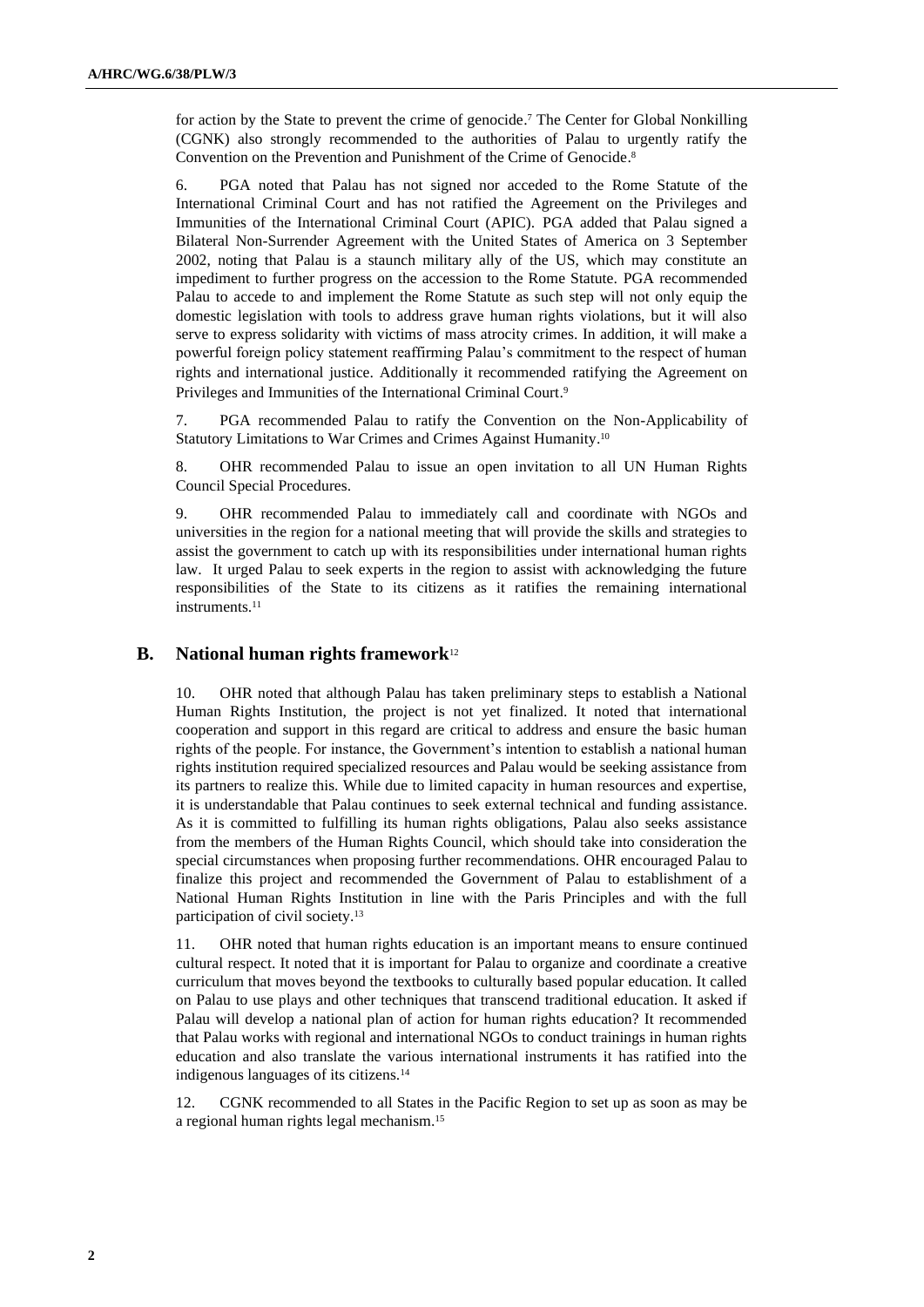for action by the State to prevent the crime of genocide.[7] The Center for Global Nonkilling (CGNK) also strongly recommended to the authorities of Palau to urgently ratify the Convention on the Prevention and Punishment of the Crime of Genocide.[8]

6. PGA noted that Palau has not signed nor acceded to the Rome Statute of the International Criminal Court and has not ratified the Agreement on the Privileges and Immunities of the International Criminal Court (APIC). PGA added that Palau signed a Bilateral Non-Surrender Agreement with the United States of America on 3 September 2002, noting that Palau is a staunch military ally of the US, which may constitute an impediment to further progress on the accession to the Rome Statute. PGA recommended Palau to accede to and implement the Rome Statute as such step will not only equip the domestic legislation with tools to address grave human rights violations, but it will also serve to express solidarity with victims of mass atrocity crimes. In addition, it will make a powerful foreign policy statement reaffirming Palau's commitment to the respect of human rights and international justice. Additionally it recommended ratifying the Agreement on Privileges and Immunities of the International Criminal Court.[9]

7. PGA recommended Palau to ratify the Convention on the Non-Applicability of Statutory Limitations to War Crimes and Crimes Against Humanity.[10]

8. OHR recommended Palau to issue an open invitation to all UN Human Rights Council Special Procedures.

9. OHR recommended Palau to immediately call and coordinate with NGOs and universities in the region for a national meeting that will provide the skills and strategies to assist the government to catch up with its responsibilities under international human rights law. It urged Palau to seek experts in the region to assist with acknowledging the future responsibilities of the State to its citizens as it ratifies the remaining international instruments.[11]

## B. National human rights framework[12]

10. OHR noted that although Palau has taken preliminary steps to establish a National Human Rights Institution, the project is not yet finalized. It noted that international cooperation and support in this regard are critical to address and ensure the basic human rights of the people. For instance, the Government's intention to establish a national human rights institution required specialized resources and Palau would be seeking assistance from its partners to realize this. While due to limited capacity in human resources and expertise, it is understandable that Palau continues to seek external technical and funding assistance. As it is committed to fulfilling its human rights obligations, Palau also seeks assistance from the members of the Human Rights Council, which should take into consideration the special circumstances when proposing further recommendations. OHR encouraged Palau to finalize this project and recommended the Government of Palau to establishment of a National Human Rights Institution in line with the Paris Principles and with the full participation of civil society.[13]

11. OHR noted that human rights education is an important means to ensure continued cultural respect. It noted that it is important for Palau to organize and coordinate a creative curriculum that moves beyond the textbooks to culturally based popular education. It called on Palau to use plays and other techniques that transcend traditional education. It asked if Palau will develop a national plan of action for human rights education? It recommended that Palau works with regional and international NGOs to conduct trainings in human rights education and also translate the various international instruments it has ratified into the indigenous languages of its citizens.[14]

12. CGNK recommended to all States in the Pacific Region to set up as soon as may be a regional human rights legal mechanism.[15]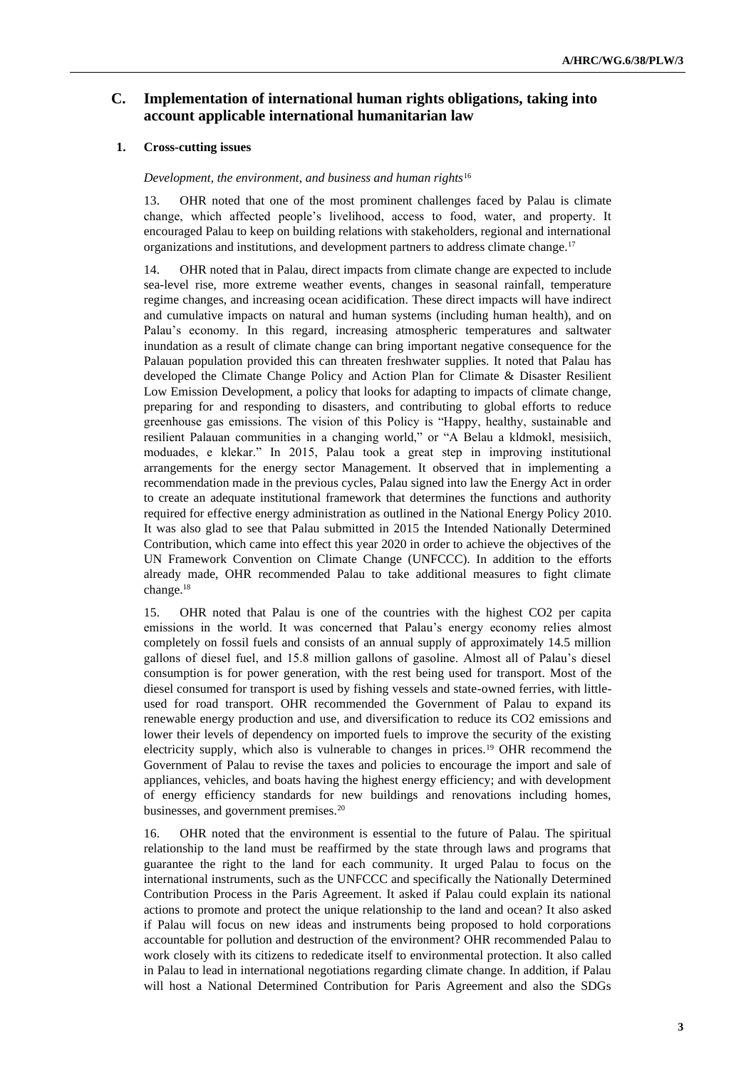## C. Implementation of international human rights obligations, taking into account applicable international humanitarian law

### 1. Cross-cutting issues

*Development, the environment, and business and human rights*[16]

13. OHR noted that one of the most prominent challenges faced by Palau is climate change, which affected people's livelihood, access to food, water, and property. It encouraged Palau to keep on building relations with stakeholders, regional and international organizations and institutions, and development partners to address climate change.[17]

14. OHR noted that in Palau, direct impacts from climate change are expected to include sea-level rise, more extreme weather events, changes in seasonal rainfall, temperature regime changes, and increasing ocean acidification. These direct impacts will have indirect and cumulative impacts on natural and human systems (including human health), and on Palau's economy. In this regard, increasing atmospheric temperatures and saltwater inundation as a result of climate change can bring important negative consequence for the Palauan population provided this can threaten freshwater supplies. It noted that Palau has developed the Climate Change Policy and Action Plan for Climate & Disaster Resilient Low Emission Development, a policy that looks for adapting to impacts of climate change, preparing for and responding to disasters, and contributing to global efforts to reduce greenhouse gas emissions. The vision of this Policy is "Happy, healthy, sustainable and resilient Palauan communities in a changing world," or "A Belau a kldmokl, mesisiich, moduades, e klekar." In 2015, Palau took a great step in improving institutional arrangements for the energy sector Management. It observed that in implementing a recommendation made in the previous cycles, Palau signed into law the Energy Act in order to create an adequate institutional framework that determines the functions and authority required for effective energy administration as outlined in the National Energy Policy 2010. It was also glad to see that Palau submitted in 2015 the Intended Nationally Determined Contribution, which came into effect this year 2020 in order to achieve the objectives of the UN Framework Convention on Climate Change (UNFCCC). In addition to the efforts already made, OHR recommended Palau to take additional measures to fight climate change.[18]

15. OHR noted that Palau is one of the countries with the highest CO2 per capita emissions in the world. It was concerned that Palau's energy economy relies almost completely on fossil fuels and consists of an annual supply of approximately 14.5 million gallons of diesel fuel, and 15.8 million gallons of gasoline. Almost all of Palau's diesel consumption is for power generation, with the rest being used for transport. Most of the diesel consumed for transport is used by fishing vessels and state-owned ferries, with little-used for road transport. OHR recommended the Government of Palau to expand its renewable energy production and use, and diversification to reduce its CO2 emissions and lower their levels of dependency on imported fuels to improve the security of the existing electricity supply, which also is vulnerable to changes in prices.[19] OHR recommend the Government of Palau to revise the taxes and policies to encourage the import and sale of appliances, vehicles, and boats having the highest energy efficiency; and with development of energy efficiency standards for new buildings and renovations including homes, businesses, and government premises.[20]

16. OHR noted that the environment is essential to the future of Palau. The spiritual relationship to the land must be reaffirmed by the state through laws and programs that guarantee the right to the land for each community. It urged Palau to focus on the international instruments, such as the UNFCCC and specifically the Nationally Determined Contribution Process in the Paris Agreement. It asked if Palau could explain its national actions to promote and protect the unique relationship to the land and ocean? It also asked if Palau will focus on new ideas and instruments being proposed to hold corporations accountable for pollution and destruction of the environment? OHR recommended Palau to work closely with its citizens to rededicate itself to environmental protection. It also called in Palau to lead in international negotiations regarding climate change. In addition, if Palau will host a National Determined Contribution for Paris Agreement and also the SDGs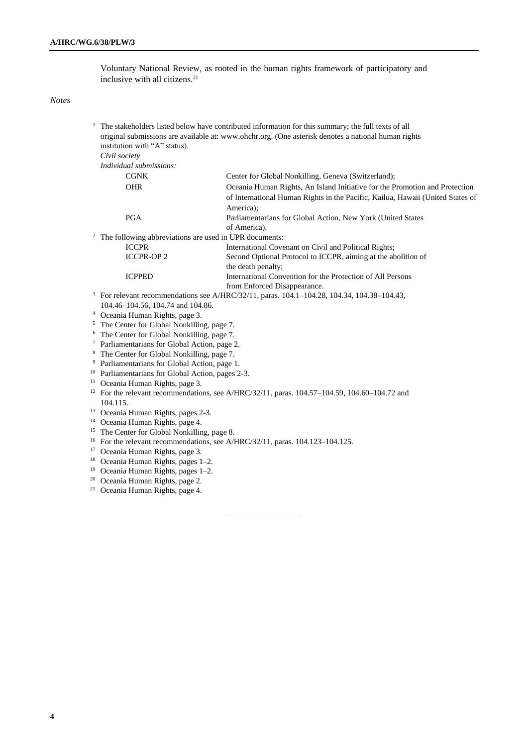Voluntary National Review, as rooted in the human rights framework of participatory and inclusive with all citizens.[21]

*Notes*

[1] The stakeholders listed below have contributed information for this summary; the full texts of all original submissions are available at: www.ohchr.org. (One asterisk denotes a national human rights institution with "A" status).

*Civil society*

*Individual submissions:*

| | |
|---|---|
| CGNK | Center for Global Nonkilling, Geneva (Switzerland); |
| OHR | Oceania Human Rights, An Island Initiative for the Promotion and Protection of International Human Rights in the Pacific, Kailua, Hawaii (United States of America); |
| PGA | Parliamentarians for Global Action, New York (United States of America). |

[2] The following abbreviations are used in UPR documents:

| | |
|---|---|
| ICCPR | International Covenant on Civil and Political Rights; |
| ICCPR-OP 2 | Second Optional Protocol to ICCPR, aiming at the abolition of the death penalty; |
| ICPPED | International Convention for the Protection of All Persons from Enforced Disappearance. |

[3] For relevant recommendations see A/HRC/32/11, paras. 104.1–104.28, 104.34, 104.38–104.43, 104.46–104.56, 104.74 and 104.86.

[4] Oceania Human Rights, page 3.

[5] The Center for Global Nonkilling, page 7.

[6] The Center for Global Nonkilling, page 7.

[7] Parliamentarians for Global Action, page 2.

[8] The Center for Global Nonkilling, page 7.

[9] Parliamentarians for Global Action, page 1.

[10] Parliamentarians for Global Action, pages 2-3.

[11] Oceania Human Rights, page 3.

[12] For the relevant recommendations, see A/HRC/32/11, paras. 104.57–104.59, 104.60–104.72 and 104.115.

[13] Oceania Human Rights, pages 2-3.

[14] Oceania Human Rights, page 4.

[15] The Center for Global Nonkilling, page 8.

[16] For the relevant recommendations, see A/HRC/32/11, paras. 104.123–104.125.

[17] Oceania Human Rights, page 3.

[18] Oceania Human Rights, pages 1–2.

[19] Oceania Human Rights, pages 1–2.

[20] Oceania Human Rights, page 2.

[21] Oceania Human Rights, page 4.